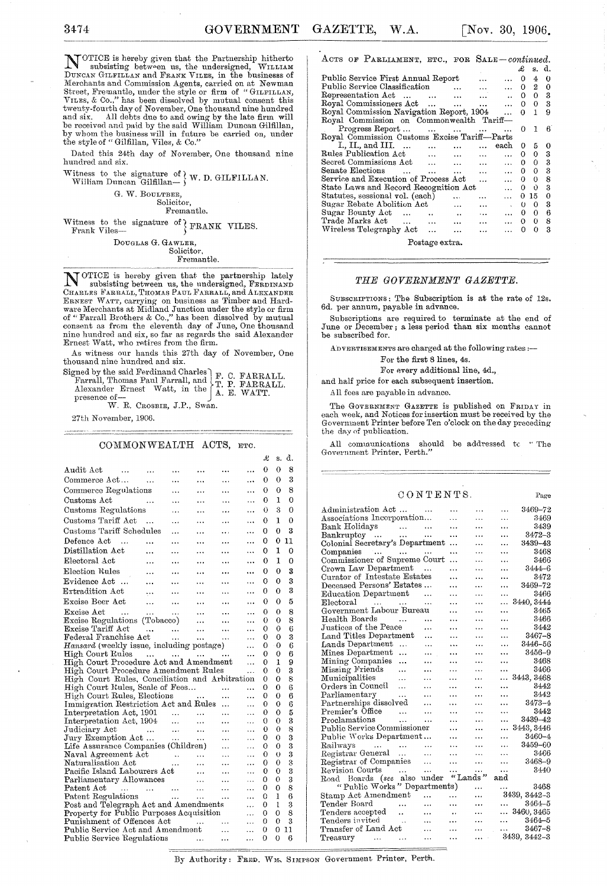NOTICE is hereby given that the Partnership hitherto subsisting between us, the undersigned, WILLIAM DUNCAN GILFILLAN and FRANK VILES, in the businesss of Merchants and Commission Agents, carried on at Newman Street, Fremantle, under the style or firm of "GILFILLAN, VILES, & Co.," has been dissolved by mutual consent this twenty-fourth day of November, One thousand nine hundred and six. All debts due to and owing by the late firm will be received and paid by the said William Duncan Gilfillan, by whom the business will in future be carried on, under the style of "Gilfillan, Viles, & Co."

Dated this 24th day of November, One thousand nine hundred and six.

Witness to the signature of William Duncan Gilfillan— } W. D. GILFILLAN.

G. W. BOULTBEE,
Solicitor,
Fremantle.

Witness to the signature of Frank Viles— } FRANK VILES.

DOUGLAS G. GAWLER,
Solicitor,
Fremantle.

---

NOTICE is hereby given that the partnership lately subsisting between us, the undersigned, FERDINAND CHARLES FARRALL, THOMAS PAUL FARRALL, and ALEXANDER ERNEST WATT, carrying on business as Timber and Hardware Merchants at Midland Junction under the style or firm of "Farrall Brothers & Co.," has been dissolved by mutual consent as from the eleventh day of June, One thousand nine hundred and six, so far as regards the said Alexander Ernest Watt, who retires from the firm.

As witness our hands this 27th day of November, One thousand nine hundred and six.

Signed by the said Ferdinand Charles Farrall, Thomas Paul Farrall, and Alexander Ernest Watt, in the presence of—
W. R. CROSBIE, J.P., Swan.

F. C. FARRALL.
T. P. FARRALL.
A. E. WATT.

27th November, 1906.

---

## COMMONWEALTH ACTS, ETC.

| | £ | s. | d. |
|---|---|---|---|
| Audit Act | 0 | 0 | 8 |
| Commerce Act | 0 | 0 | 3 |
| Commerce Regulations | 0 | 0 | 8 |
| Customs Act | 0 | 1 | 0 |
| Customs Regulations | 0 | 3 | 0 |
| Customs Tariff Act | 0 | 1 | 0 |
| Customs Tariff Schedules | 0 | 0 | 3 |
| Defence Act | 0 | 0 | 11 |
| Distillation Act | 0 | 1 | 0 |
| Electoral Act | 0 | 1 | 0 |
| Election Rules | 0 | 0 | 3 |
| Evidence Act | 0 | 0 | 3 |
| Extradition Act | 0 | 0 | 3 |
| Excise Beer Act | 0 | 0 | 5 |
| Excise Act | 0 | 0 | 8 |
| Excise Regulations (Tobacco) | 0 | 0 | 8 |
| Excise Tariff Act | 0 | 0 | 6 |
| Federal Franchise Act | 0 | 0 | 3 |
| *Hansard* (weekly issue, including postage) | 0 | 0 | 6 |
| High Court Rules | 0 | 0 | 6 |
| High Court Procedure Act and Amendment | 0 | 1 | 9 |
| High Court Procedure Amendment Rules | 0 | 0 | 3 |
| High Court Rules, Conciliation and Arbitration | 0 | 0 | 6 |
| High Court Rules, Scale of Fees | 0 | 0 | 6 |
| High Court Rules, Elections | 0 | 0 | 6 |
| Immigration Restriction Act and Rules | 0 | 0 | 6 |
| Interpretation Act, 1901 | 0 | 0 | 5 |
| Interpretation Act, 1904 | 0 | 0 | 3 |
| Judiciary Act | 0 | 0 | 8 |
| Jury Exemption Act | 0 | 0 | 3 |
| Life Assurance Companies (Children) | 0 | 0 | 3 |
| Naval Agreement Act | 0 | 0 | 3 |
| Naturalisation Act | 0 | 0 | 3 |
| Pacific Island Labourers Act | 0 | 0 | 3 |
| Parliamentary Allowances | 0 | 0 | 3 |
| Patent Act | 0 | 0 | 8 |
| Patent Regulations | 0 | 1 | 6 |
| Post and Telegraph Act and Amendments | 0 | 1 | 3 |
| Property for Public Purposes Acquisition | 0 | 0 | 8 |
| Punishment of Offences Act | 0 | 0 | 3 |
| Public Service Act and Amendment | 0 | 0 | 11 |
| Public Service Regulations | 0 | 0 | 6 |

## ACTS OF PARLIAMENT, ETC., FOR SALE—*continued.*

| | £ | s. | d. |
|---|---|---|---|
| Public Service First Annual Report | 0 | 4 | 0 |
| Public Service Classification | 0 | 2 | 0 |
| Representation Act | 0 | 0 | 3 |
| Royal Commissioners Act | 0 | 0 | 3 |
| Royal Commission Navigation Report, 1904 | 0 | 1 | 9 |
| Royal Commission on Commonwealth Tariff—Progress Report | 0 | 1 | 6 |
| Royal Commission Customs Excise Tariff—Parts I., II., and III. ... each | 0 | 5 | 0 |
| Rules Publication Act | 0 | 0 | 3 |
| Secret Commissions Act | 0 | 0 | 3 |
| Senate Elections | 0 | 0 | 3 |
| Service and Execution of Process Act | 0 | 0 | 8 |
| State Laws and Record Recognition Act | 0 | 0 | 3 |
| Statutes, sessional vol. (each) | 0 | 15 | 0 |
| Sugar Rebate Abolition Act | 0 | 0 | 3 |
| Sugar Bounty Act | 0 | 0 | 6 |
| Trade Marks Act | 0 | 0 | 8 |
| Wireless Telegraphy Act | 0 | 0 | 3 |

Postage extra.

---

## *THE GOVERNMENT GAZETTE.*

SUBSCRIPTIONS: The Subscription is at the rate of 12s. 6d. per annum, payable in advance.

Subscriptions are required to terminate at the end of June or December; a less period than six months cannot be subscribed for.

ADVERTISEMENTS are charged at the following rates:—

For the first 8 lines, 4s.

For every additional line, 4d.,

and half price for each subsequent insertion.

All fees are payable in advance.

The GOVERNMENT GAZETTE is published on FRIDAY in each week, and Notices for insertion must be received by the Government Printer before Ten o'clock on the day preceding the day of publication.

All communications should be addressed to "The Government Printer, Perth."

---

## CONTENTS.

| | Page |
|---|---|
| Administration Act | 3469–72 |
| Associations Incorporation | 3469 |
| Bank Holidays | 3439 |
| Bankruptcy | 3472–3 |
| Colonial Secretary's Department | 3439–43 |
| Companies | 3468 |
| Commissioner of Supreme Court | 3466 |
| Crown Law Department | 3444–6 |
| Curator of Intestate Estates | 3472 |
| Deceased Persons' Estates | 3469–72 |
| Education Department | 3466 |
| Electoral | 3440, 3444 |
| Government Labour Bureau | 3465 |
| Health Boards | 3466 |
| Justices of the Peace | 3442 |
| Land Titles Department | 3467–8 |
| Lands Department | 3446–56 |
| Mines Department | 3456–9 |
| Mining Companies | 3468 |
| Missing Friends | 3466 |
| Municipalities | 3443, 3468 |
| Orders in Council | 3442 |
| Parliamentary | 3442 |
| Partnerships dissolved | 3473–4 |
| Premier's Office | 3442 |
| Proclamations | 3439–42 |
| Public Service Commissioner | 3443, 3446 |
| Public Works Department | 3460–4 |
| Railways | 3459–60 |
| Registrar General | 3466 |
| Registrar of Companies | 3468–9 |
| Revision Courts | 3440 |
| Road Boards (*see* also under "Lands" and "Public Works" Departments) | 3468 |
| Stamp Act Amendment | 3439, 3442–3 |
| Tender Board | 3464–5 |
| Tenders accepted | 3460, 3465 |
| Tenders invited | 3464–5 |
| Transfer of Land Act | 3467–8 |
| Treasury | 3439, 3442–3 |

By Authority: FRED. WM. SIMPSON Government Printer, Perth.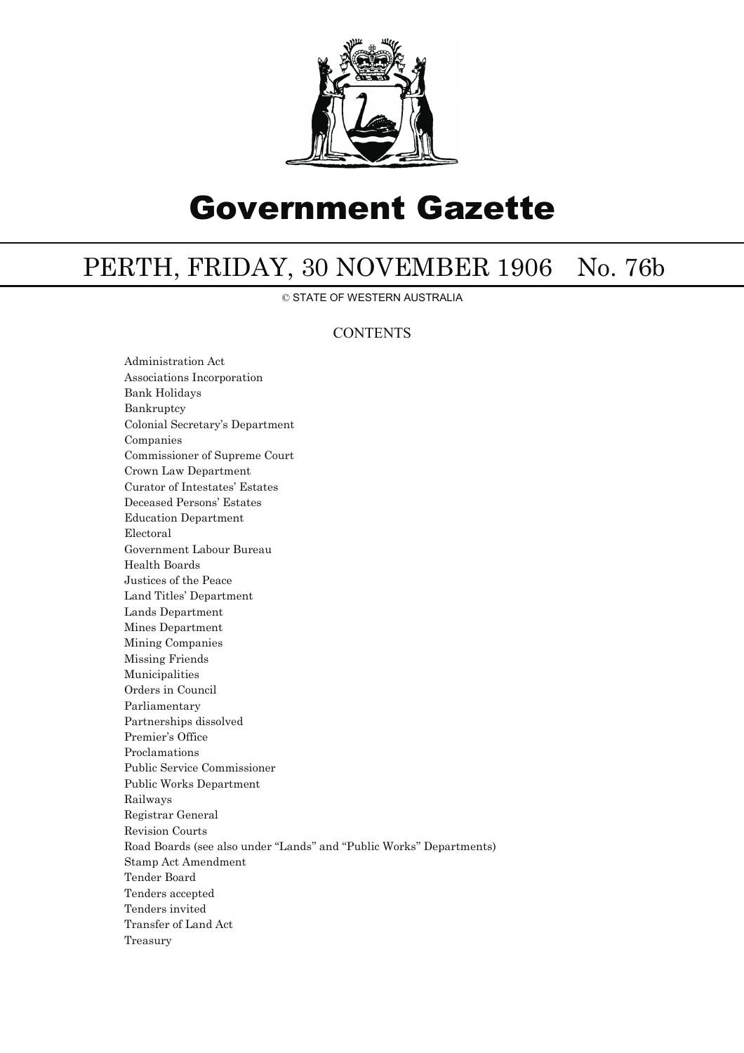# Government Gazette

## PERTH, FRIDAY, 30 NOVEMBER 1906 No. 76b

© STATE OF WESTERN AUSTRALIA

### CONTENTS

Administration Act
Associations Incorporation
Bank Holidays
Bankruptcy
Colonial Secretary's Department
Companies
Commissioner of Supreme Court
Crown Law Department
Curator of Intestates' Estates
Deceased Persons' Estates
Education Department
Electoral
Government Labour Bureau
Health Boards
Justices of the Peace
Land Titles' Department
Lands Department
Mines Department
Mining Companies
Missing Friends
Municipalities
Orders in Council
Parliamentary
Partnerships dissolved
Premier's Office
Proclamations
Public Service Commissioner
Public Works Department
Railways
Registrar General
Revision Courts
Road Boards (see also under "Lands" and "Public Works" Departments)
Stamp Act Amendment
Tender Board
Tenders accepted
Tenders invited
Transfer of Land Act
Treasury